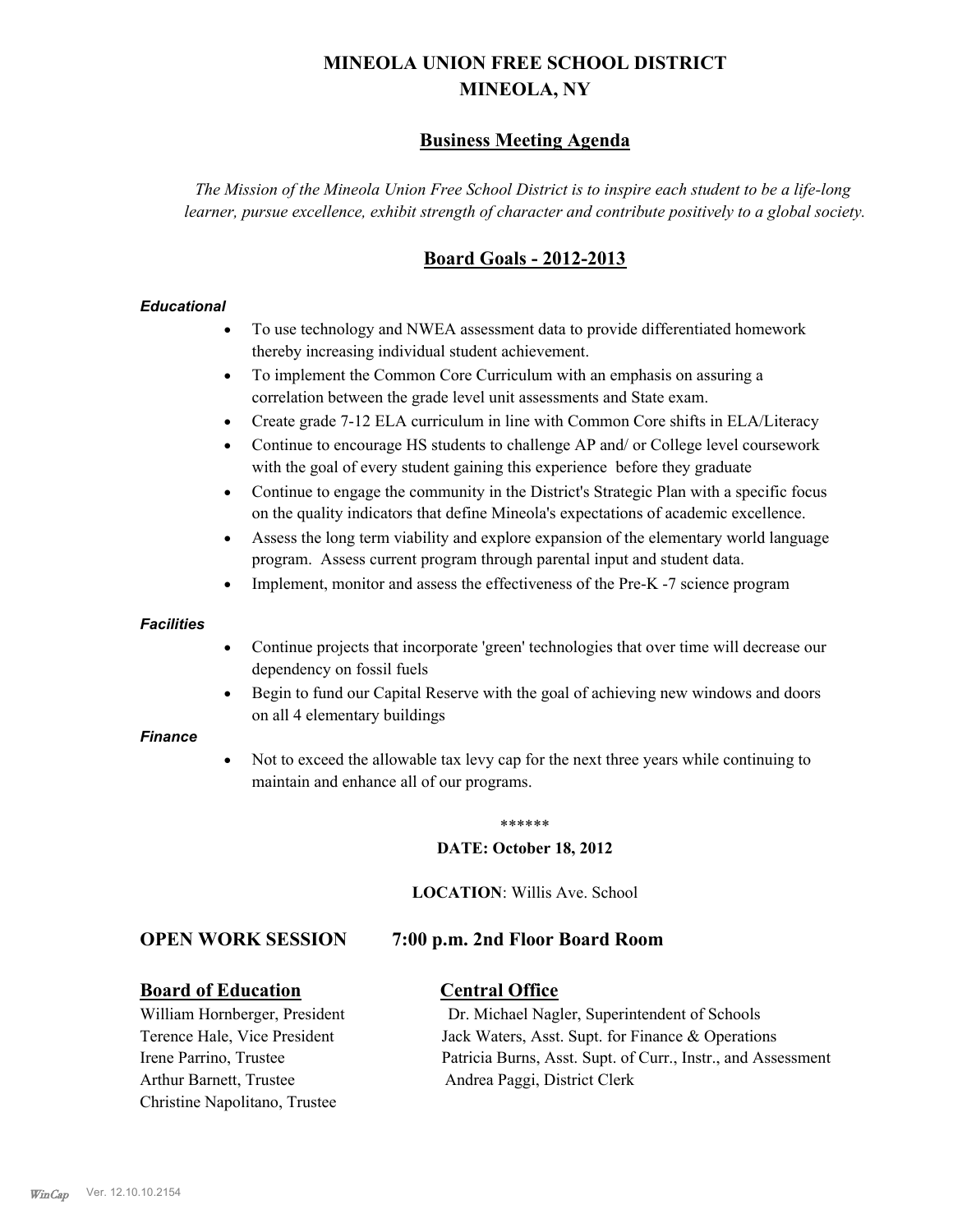# MINEOLA UNION FREE SCHOOL DISTRICT
# MINEOLA, NY

## Business Meeting Agenda

*The Mission of the Mineola Union Free School District is to inspire each student to be a life-long learner, pursue excellence, exhibit strength of character and contribute positively to a global society.*

## Board Goals - 2012-2013

***Educational***

- To use technology and NWEA assessment data to provide differentiated homework thereby increasing individual student achievement.
- To implement the Common Core Curriculum with an emphasis on assuring a correlation between the grade level unit assessments and State exam.
- Create grade 7-12 ELA curriculum in line with Common Core shifts in ELA/Literacy
- Continue to encourage HS students to challenge AP and/ or College level coursework with the goal of every student gaining this experience before they graduate
- Continue to engage the community in the District's Strategic Plan with a specific focus on the quality indicators that define Mineola's expectations of academic excellence.
- Assess the long term viability and explore expansion of the elementary world language program. Assess current program through parental input and student data.
- Implement, monitor and assess the effectiveness of the Pre-K -7 science program

***Facilities***

- Continue projects that incorporate 'green' technologies that over time will decrease our dependency on fossil fuels
- Begin to fund our Capital Reserve with the goal of achieving new windows and doors on all 4 elementary buildings

***Finance***

- Not to exceed the allowable tax levy cap for the next three years while continuing to maintain and enhance all of our programs.

\*\*\*\*\*\*

**DATE: October 18, 2012**

**LOCATION**: Willis Ave. School

### OPEN WORK SESSION 7:00 p.m. 2nd Floor Board Room

**Board of Education**

William Hornberger, President
Terence Hale, Vice President
Irene Parrino, Trustee
Arthur Barnett, Trustee
Christine Napolitano, Trustee

**Central Office**

Dr. Michael Nagler, Superintendent of Schools
Jack Waters, Asst. Supt. for Finance & Operations
Patricia Burns, Asst. Supt. of Curr., Instr., and Assessment
Andrea Paggi, District Clerk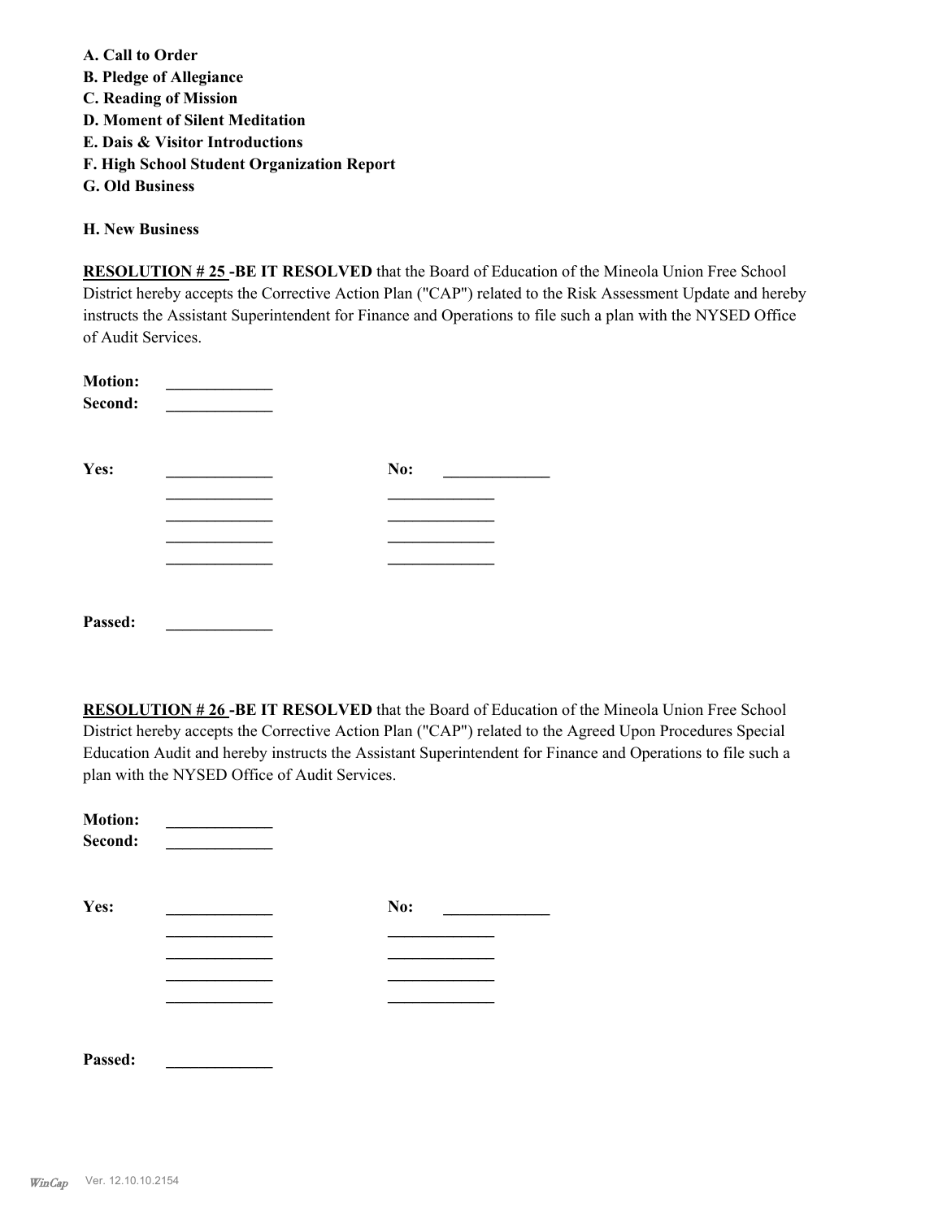**A. Call to Order**
**B. Pledge of Allegiance**
**C. Reading of Mission**
**D. Moment of Silent Meditation**
**E. Dais & Visitor Introductions**
**F. High School Student Organization Report**
**G. Old Business**

**H. New Business**

**RESOLUTION # 25 -BE IT RESOLVED** that the Board of Education of the Mineola Union Free School District hereby accepts the Corrective Action Plan ("CAP") related to the Risk Assessment Update and hereby instructs the Assistant Superintendent for Finance and Operations to file such a plan with the NYSED Office of Audit Services.

**Motion:** _____________
**Second:** _____________

**Yes:** _____________ **No:** _____________
_____________ _____________
_____________ _____________
_____________ _____________
_____________ _____________

**Passed:** _____________

**RESOLUTION # 26 -BE IT RESOLVED** that the Board of Education of the Mineola Union Free School District hereby accepts the Corrective Action Plan ("CAP") related to the Agreed Upon Procedures Special Education Audit and hereby instructs the Assistant Superintendent for Finance and Operations to file such a plan with the NYSED Office of Audit Services.

**Motion:** _____________
**Second:** _____________

**Yes:** _____________ **No:** _____________
_____________ _____________
_____________ _____________
_____________ _____________
_____________ _____________

**Passed:** _____________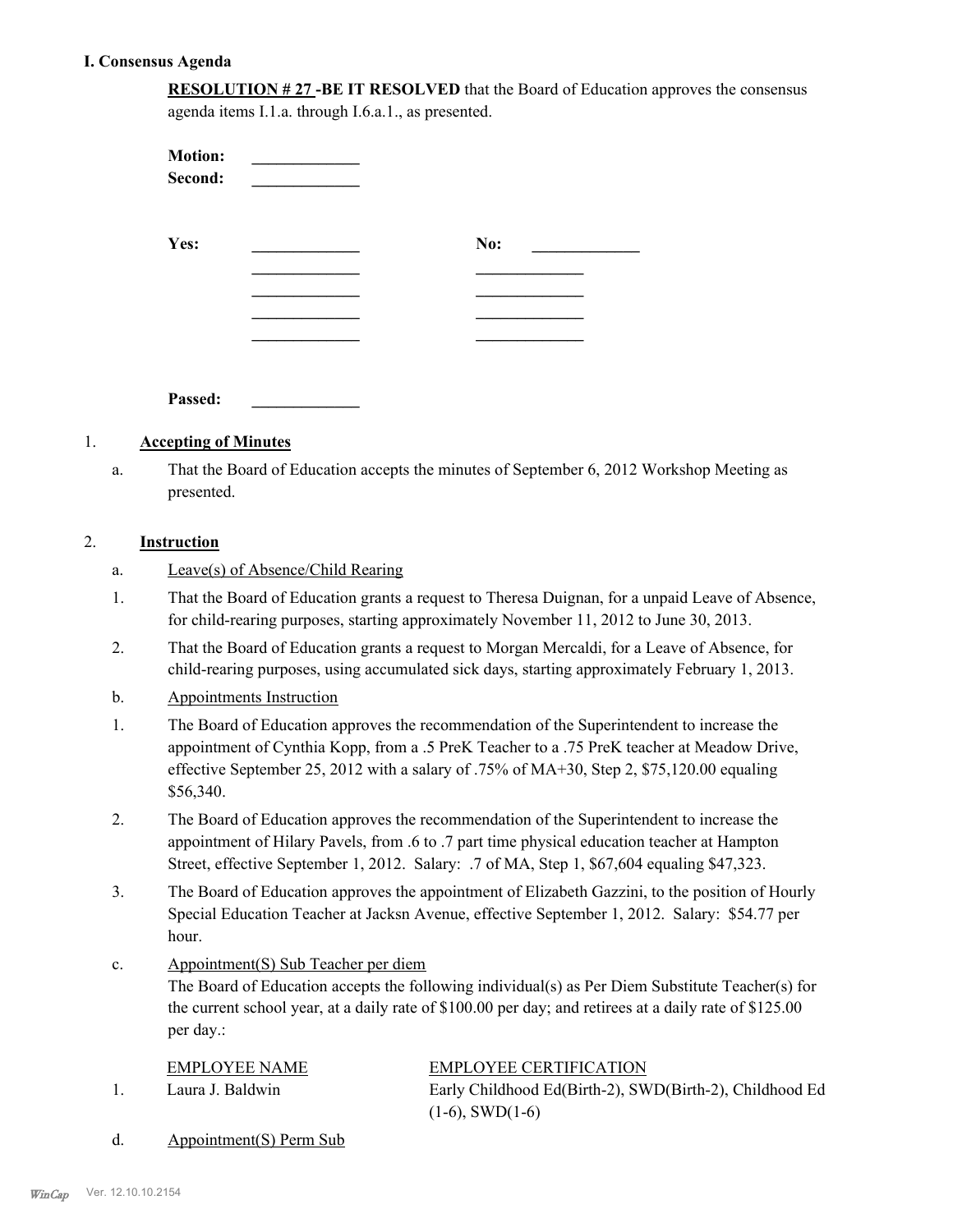# I. Consensus Agenda

**RESOLUTION # 27 -BE IT RESOLVED** that the Board of Education approves the consensus agenda items I.1.a. through I.6.a.1., as presented.

**Motion:** _____________
**Second:** _____________

| **Yes:** | _____________ | **No:** | _____________ |
|---|---|---|---|
| | _____________ | | _____________ |
| | _____________ | | _____________ |
| | _____________ | | _____________ |
| | _____________ | | _____________ |

**Passed:** _____________

## 1. Accepting of Minutes

a. That the Board of Education accepts the minutes of September 6, 2012 Workshop Meeting as presented.

## 2. Instruction

a. Leave(s) of Absence/Child Rearing

1. That the Board of Education grants a request to Theresa Duignan, for a unpaid Leave of Absence, for child-rearing purposes, starting approximately November 11, 2012 to June 30, 2013.
2. That the Board of Education grants a request to Morgan Mercaldi, for a Leave of Absence, for child-rearing purposes, using accumulated sick days, starting approximately February 1, 2013.

b. Appointments Instruction

1. The Board of Education approves the recommendation of the Superintendent to increase the appointment of Cynthia Kopp, from a .5 PreK Teacher to a .75 PreK teacher at Meadow Drive, effective September 25, 2012 with a salary of .75% of MA+30, Step 2, $75,120.00 equaling $56,340.
2. The Board of Education approves the recommendation of the Superintendent to increase the appointment of Hilary Pavels, from .6 to .7 part time physical education teacher at Hampton Street, effective September 1, 2012. Salary: .7 of MA, Step 1, $67,604 equaling $47,323.
3. The Board of Education approves the appointment of Elizabeth Gazzini, to the position of Hourly Special Education Teacher at Jacksn Avenue, effective September 1, 2012. Salary: $54.77 per hour.

c. Appointment(S) Sub Teacher per diem

The Board of Education accepts the following individual(s) as Per Diem Substitute Teacher(s) for the current school year, at a daily rate of $100.00 per day; and retirees at a daily rate of $125.00 per day.:

| | EMPLOYEE NAME | EMPLOYEE CERTIFICATION |
|---|---|---|
| 1. | Laura J. Baldwin | Early Childhood Ed(Birth-2), SWD(Birth-2), Childhood Ed (1-6), SWD(1-6) |

d. Appointment(S) Perm Sub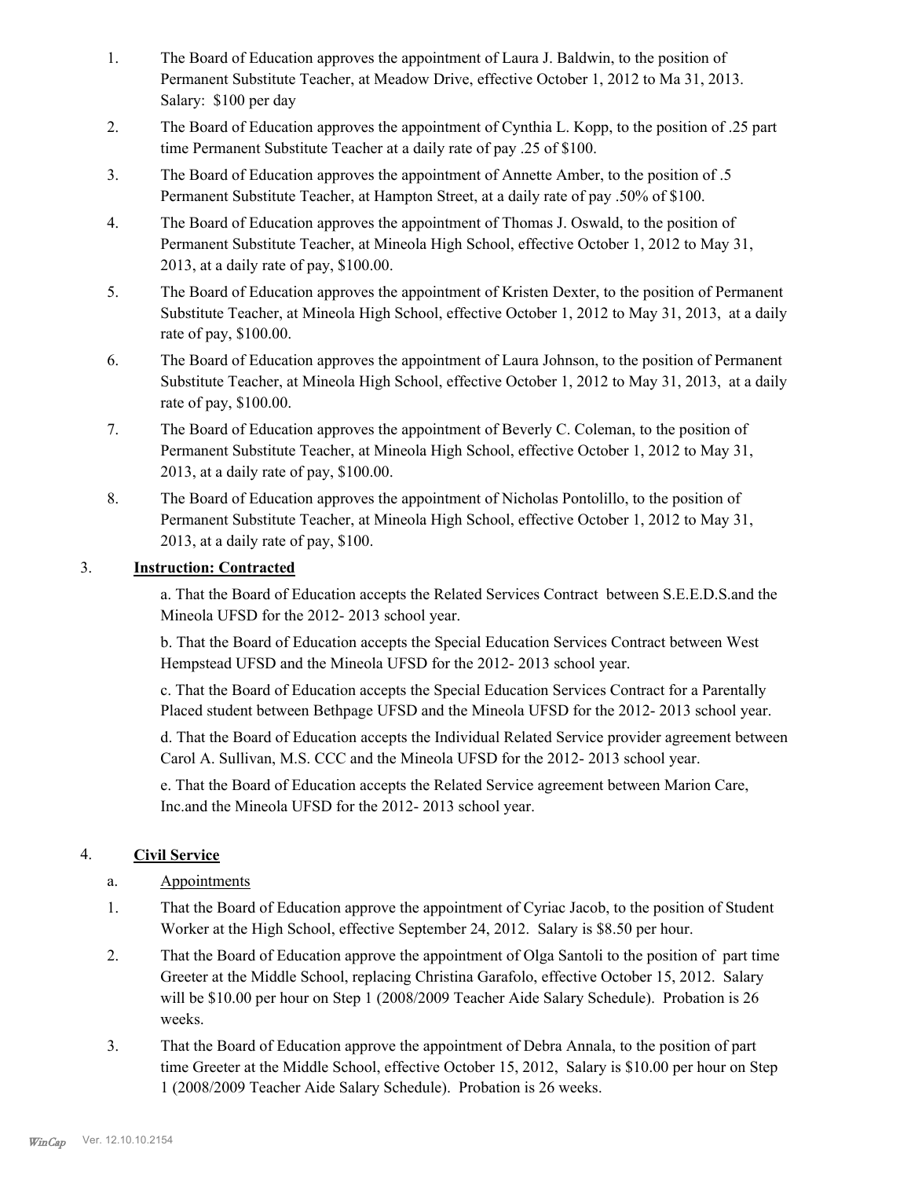1. The Board of Education approves the appointment of Laura J. Baldwin, to the position of Permanent Substitute Teacher, at Meadow Drive, effective October 1, 2012 to Ma 31, 2013. Salary: $100 per day
2. The Board of Education approves the appointment of Cynthia L. Kopp, to the position of .25 part time Permanent Substitute Teacher at a daily rate of pay .25 of $100.
3. The Board of Education approves the appointment of Annette Amber, to the position of .5 Permanent Substitute Teacher, at Hampton Street, at a daily rate of pay .50% of $100.
4. The Board of Education approves the appointment of Thomas J. Oswald, to the position of Permanent Substitute Teacher, at Mineola High School, effective October 1, 2012 to May 31, 2013, at a daily rate of pay, $100.00.
5. The Board of Education approves the appointment of Kristen Dexter, to the position of Permanent Substitute Teacher, at Mineola High School, effective October 1, 2012 to May 31, 2013, at a daily rate of pay, $100.00.
6. The Board of Education approves the appointment of Laura Johnson, to the position of Permanent Substitute Teacher, at Mineola High School, effective October 1, 2012 to May 31, 2013, at a daily rate of pay, $100.00.
7. The Board of Education approves the appointment of Beverly C. Coleman, to the position of Permanent Substitute Teacher, at Mineola High School, effective October 1, 2012 to May 31, 2013, at a daily rate of pay, $100.00.
8. The Board of Education approves the appointment of Nicholas Pontolillo, to the position of Permanent Substitute Teacher, at Mineola High School, effective October 1, 2012 to May 31, 2013, at a daily rate of pay, $100.

3. **Instruction: Contracted**

a. That the Board of Education accepts the Related Services Contract between S.E.E.D.S.and the Mineola UFSD for the 2012- 2013 school year.

b. That the Board of Education accepts the Special Education Services Contract between West Hempstead UFSD and the Mineola UFSD for the 2012- 2013 school year.

c. That the Board of Education accepts the Special Education Services Contract for a Parentally Placed student between Bethpage UFSD and the Mineola UFSD for the 2012- 2013 school year.

d. That the Board of Education accepts the Individual Related Service provider agreement between Carol A. Sullivan, M.S. CCC and the Mineola UFSD for the 2012- 2013 school year.

e. That the Board of Education accepts the Related Service agreement between Marion Care, Inc.and the Mineola UFSD for the 2012- 2013 school year.

4. **Civil Service**

a. Appointments

1. That the Board of Education approve the appointment of Cyriac Jacob, to the position of Student Worker at the High School, effective September 24, 2012. Salary is $8.50 per hour.
2. That the Board of Education approve the appointment of Olga Santoli to the position of part time Greeter at the Middle School, replacing Christina Garafolo, effective October 15, 2012. Salary will be $10.00 per hour on Step 1 (2008/2009 Teacher Aide Salary Schedule). Probation is 26 weeks.
3. That the Board of Education approve the appointment of Debra Annala, to the position of part time Greeter at the Middle School, effective October 15, 2012, Salary is $10.00 per hour on Step 1 (2008/2009 Teacher Aide Salary Schedule). Probation is 26 weeks.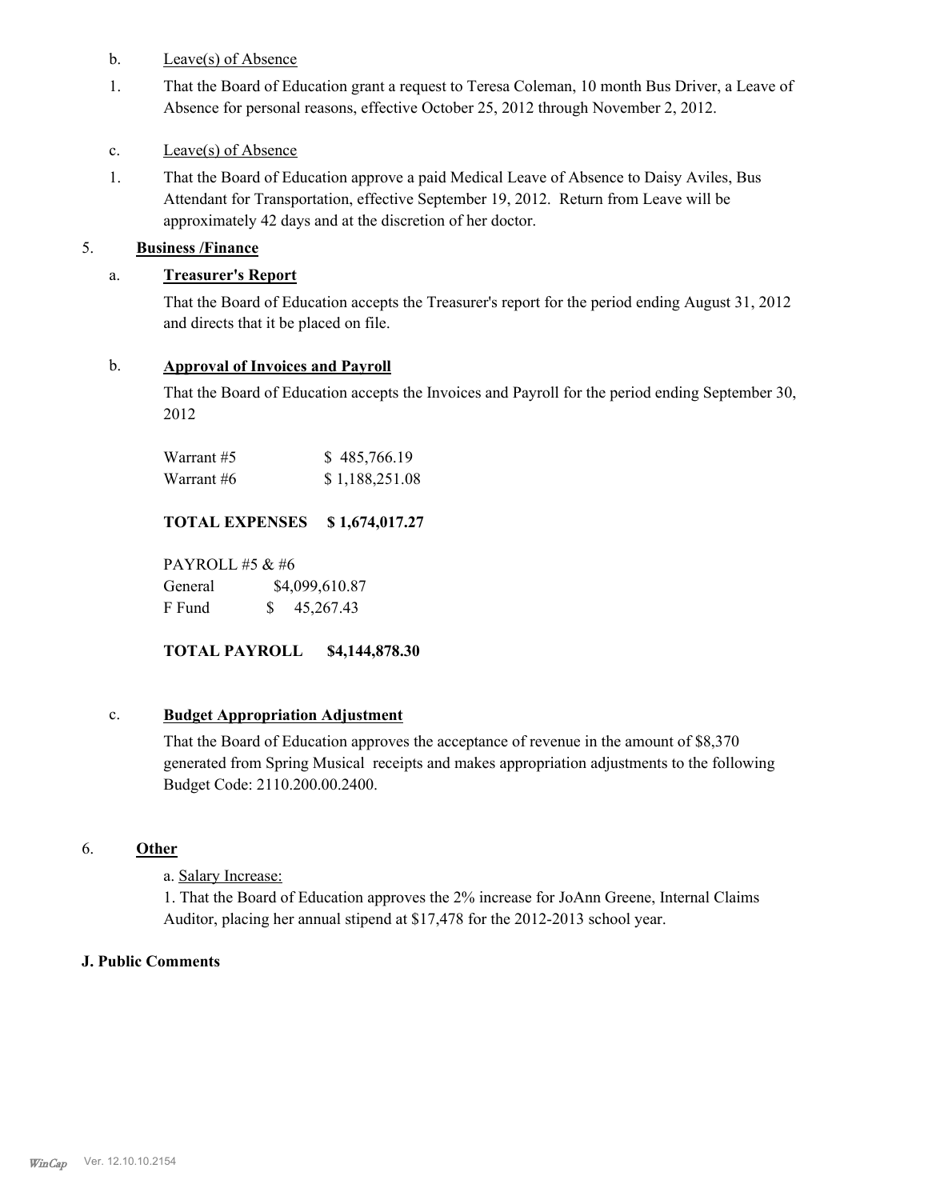b. Leave(s) of Absence

1. That the Board of Education grant a request to Teresa Coleman, 10 month Bus Driver, a Leave of Absence for personal reasons, effective October 25, 2012 through November 2, 2012.

c. Leave(s) of Absence

1. That the Board of Education approve a paid Medical Leave of Absence to Daisy Aviles, Bus Attendant for Transportation, effective September 19, 2012. Return from Leave will be approximately 42 days and at the discretion of her doctor.

5. **Business /Finance**

a. **Treasurer's Report**

That the Board of Education accepts the Treasurer's report for the period ending August 31, 2012 and directs that it be placed on file.

b. **Approval of Invoices and Payroll**

That the Board of Education accepts the Invoices and Payroll for the period ending September 30, 2012

| | |
|---|---|
| Warrant #5 | $ 485,766.19 |
| Warrant #6 | $ 1,188,251.08 |

**TOTAL EXPENSES $ 1,674,017.27**

PAYROLL #5 & #6

| | |
|---|---|
| General | $4,099,610.87 |
| F Fund | $ 45,267.43 |

**TOTAL PAYROLL $4,144,878.30**

c. **Budget Appropriation Adjustment**

That the Board of Education approves the acceptance of revenue in the amount of $8,370 generated from Spring Musical receipts and makes appropriation adjustments to the following Budget Code: 2110.200.00.2400.

6. **Other**

a. Salary Increase:

1. That the Board of Education approves the 2% increase for JoAnn Greene, Internal Claims Auditor, placing her annual stipend at $17,478 for the 2012-2013 school year.

**J. Public Comments**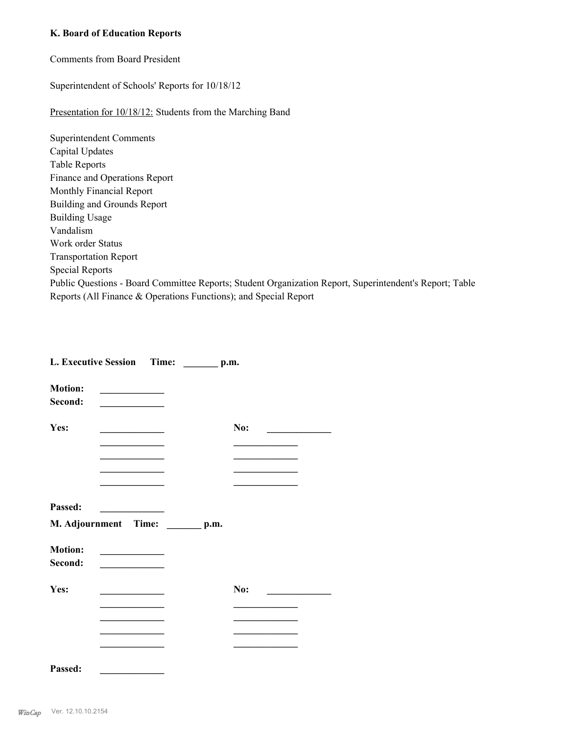**K. Board of Education Reports**

Comments from Board President

Superintendent of Schools' Reports for 10/18/12

Presentation for 10/18/12: Students from the Marching Band

Superintendent Comments
Capital Updates
Table Reports
Finance and Operations Report
Monthly Financial Report
Building and Grounds Report
Building Usage
Vandalism
Work order Status
Transportation Report
Special Reports
Public Questions - Board Committee Reports; Student Organization Report, Superintendent's Report; Table Reports (All Finance & Operations Functions); and Special Report

**L. Executive Session Time: _______ p.m.**

**Motion:** _____________
**Second:** _____________

| | | | |
|---|---|---|---|
| **Yes:** | _____________ | **No:** | _____________ |
| | _____________ | | _____________ |
| | _____________ | | _____________ |
| | _____________ | | _____________ |
| | _____________ | | _____________ |

**Passed:** _____________

**M. Adjournment Time: _______ p.m.**

**Motion:** _____________
**Second:** _____________

| | | | |
|---|---|---|---|
| **Yes:** | _____________ | **No:** | _____________ |
| | _____________ | | _____________ |
| | _____________ | | _____________ |
| | _____________ | | _____________ |
| | _____________ | | _____________ |

**Passed:** _____________